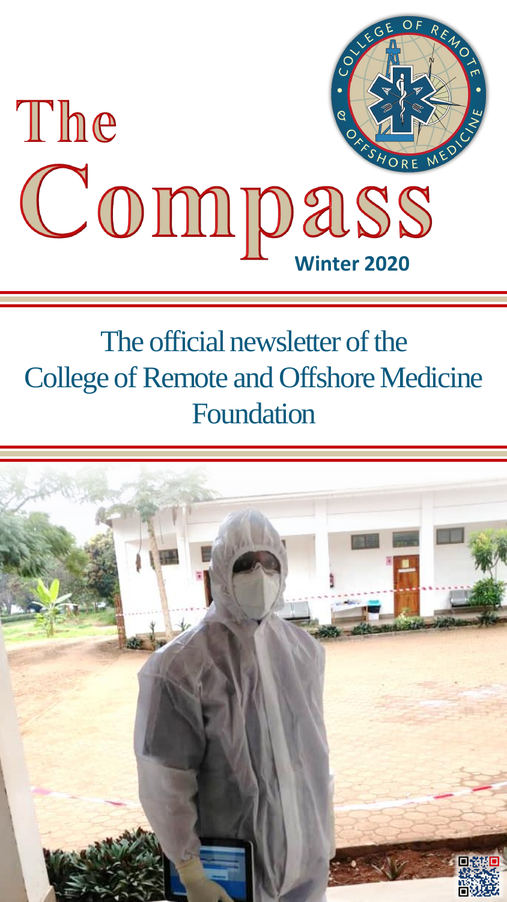# The Compass

**Winter 2020**

The official newsletter of the College of Remote and Offshore Medicine Foundation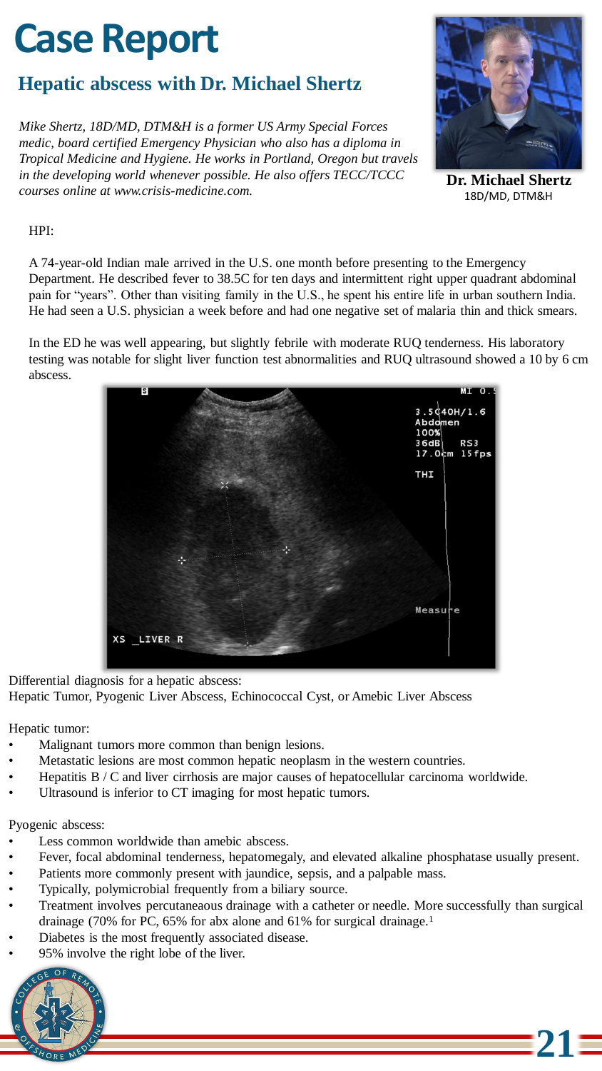# Case Report

## Hepatic abscess with Dr. Michael Shertz

*Mike Shertz, 18D/MD, DTM&H is a former US Army Special Forces medic, board certified Emergency Physician who also has a diploma in Tropical Medicine and Hygiene. He works in Portland, Oregon but travels in the developing world whenever possible. He also offers TECC/TCCC courses online at www.crisis-medicine.com.*

**Dr. Michael Shertz**
18D/MD, DTM&H

HPI:

A 74-year-old Indian male arrived in the U.S. one month before presenting to the Emergency Department. He described fever to 38.5C for ten days and intermittent right upper quadrant abdominal pain for "years". Other than visiting family in the U.S., he spent his entire life in urban southern India. He had seen a U.S. physician a week before and had one negative set of malaria thin and thick smears.

In the ED he was well appearing, but slightly febrile with moderate RUQ tenderness. His laboratory testing was notable for slight liver function test abnormalities and RUQ ultrasound showed a 10 by 6 cm abscess.

Differential diagnosis for a hepatic abscess:
Hepatic Tumor, Pyogenic Liver Abscess, Echinococcal Cyst, or Amebic Liver Abscess

Hepatic tumor:

- Malignant tumors more common than benign lesions.
- Metastatic lesions are most common hepatic neoplasm in the western countries.
- Hepatitis B / C and liver cirrhosis are major causes of hepatocellular carcinoma worldwide.
- Ultrasound is inferior to CT imaging for most hepatic tumors.

Pyogenic abscess:

- Less common worldwide than amebic abscess.
- Fever, focal abdominal tenderness, hepatomegaly, and elevated alkaline phosphatase usually present.
- Patients more commonly present with jaundice, sepsis, and a palpable mass.
- Typically, polymicrobial frequently from a biliary source.
- Treatment involves percutaneaous drainage with a catheter or needle. More successfully than surgical drainage (70% for PC, 65% for abx alone and 61% for surgical drainage.[1]
- Diabetes is the most frequently associated disease.
- 95% involve the right lobe of the liver.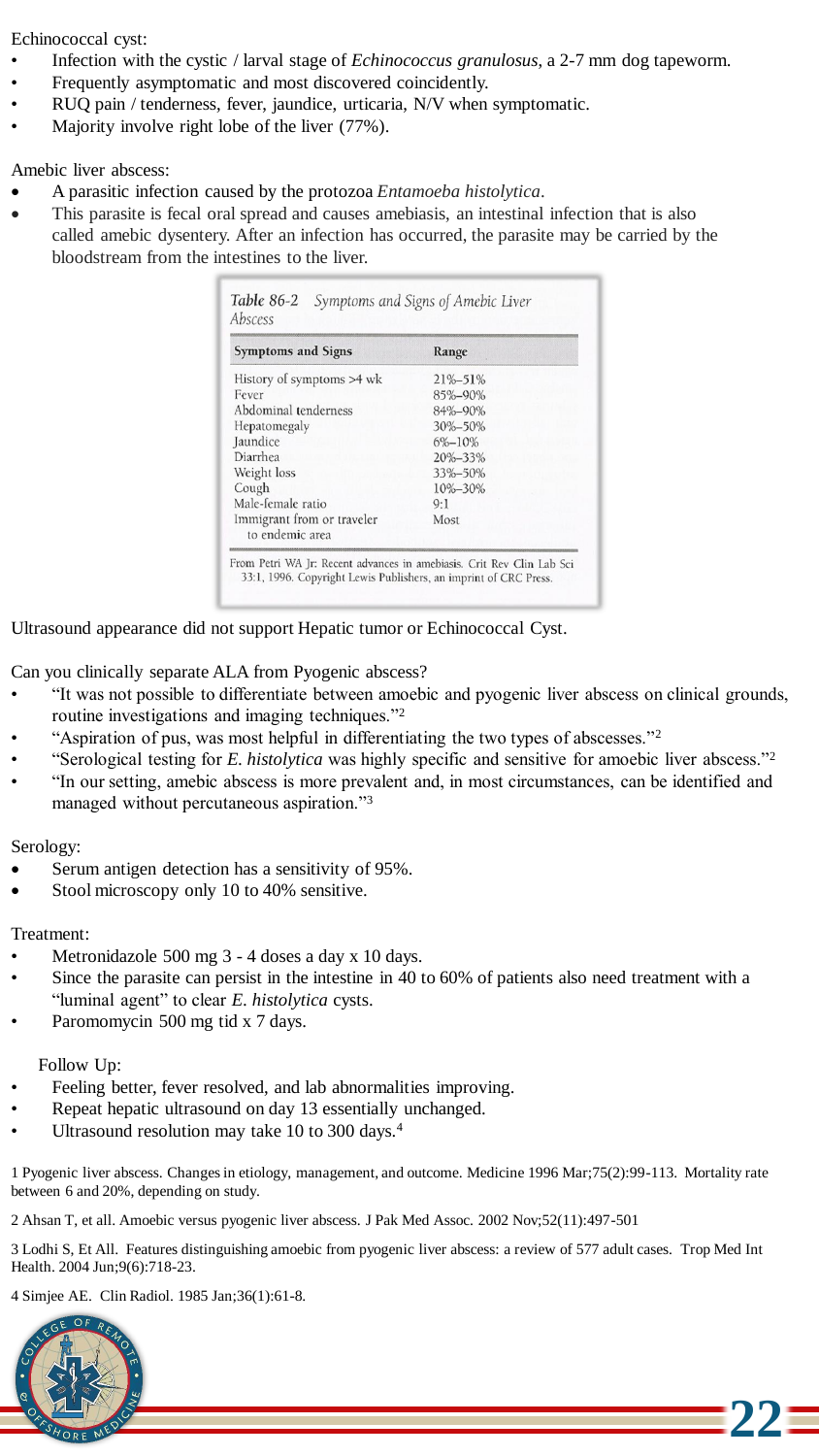Echinococcal cyst:

- Infection with the cystic / larval stage of *Echinococcus granulosus*, a 2-7 mm dog tapeworm.
- Frequently asymptomatic and most discovered coincidently.
- RUQ pain / tenderness, fever, jaundice, urticaria, N/V when symptomatic.
- Majority involve right lobe of the liver (77%).

Amebic liver abscess:

- A parasitic infection caused by the protozoa *Entamoeba histolytica*.
- This parasite is fecal oral spread and causes amebiasis, an intestinal infection that is also called amebic dysentery. After an infection has occurred, the parasite may be carried by the bloodstream from the intestines to the liver.

*Table 86-2 Symptoms and Signs of Amebic Liver Abscess*

| Symptoms and Signs | Range |
|---|---|
| History of symptoms >4 wk | 21%–51% |
| Fever | 85%–90% |
| Abdominal tenderness | 84%–90% |
| Hepatomegaly | 30%–50% |
| Jaundice | 6%–10% |
| Diarrhea | 20%–33% |
| Weight loss | 33%–50% |
| Cough | 10%–30% |
| Male-female ratio | 9:1 |
| Immigrant from or traveler to endemic area | Most |

From Petri WA Jr: Recent advances in amebiasis. Crit Rev Clin Lab Sci 33:1, 1996. Copyright Lewis Publishers, an imprint of CRC Press.

Ultrasound appearance did not support Hepatic tumor or Echinococcal Cyst.

Can you clinically separate ALA from Pyogenic abscess?

- "It was not possible to differentiate between amoebic and pyogenic liver abscess on clinical grounds, routine investigations and imaging techniques."[2]
- "Aspiration of pus, was most helpful in differentiating the two types of abscesses."[2]
- "Serological testing for *E. histolytica* was highly specific and sensitive for amoebic liver abscess."[2]
- "In our setting, amebic abscess is more prevalent and, in most circumstances, can be identified and managed without percutaneous aspiration."[3]

Serology:

- Serum antigen detection has a sensitivity of 95%.
- Stool microscopy only 10 to 40% sensitive.

Treatment:

- Metronidazole 500 mg 3 - 4 doses a day x 10 days.
- Since the parasite can persist in the intestine in 40 to 60% of patients also need treatment with a "luminal agent" to clear *E. histolytica* cysts.
- Paromomycin 500 mg tid x 7 days.

Follow Up:

- Feeling better, fever resolved, and lab abnormalities improving.
- Repeat hepatic ultrasound on day 13 essentially unchanged.
- Ultrasound resolution may take 10 to 300 days.[4]

1 Pyogenic liver abscess. Changes in etiology, management, and outcome. Medicine 1996 Mar;75(2):99-113. Mortality rate between 6 and 20%, depending on study.

2 Ahsan T, et all. Amoebic versus pyogenic liver abscess. J Pak Med Assoc. 2002 Nov;52(11):497-501

3 Lodhi S, Et All. Features distinguishing amoebic from pyogenic liver abscess: a review of 577 adult cases. Trop Med Int Health. 2004 Jun;9(6):718-23.

4 Simjee AE. Clin Radiol. 1985 Jan;36(1):61-8.